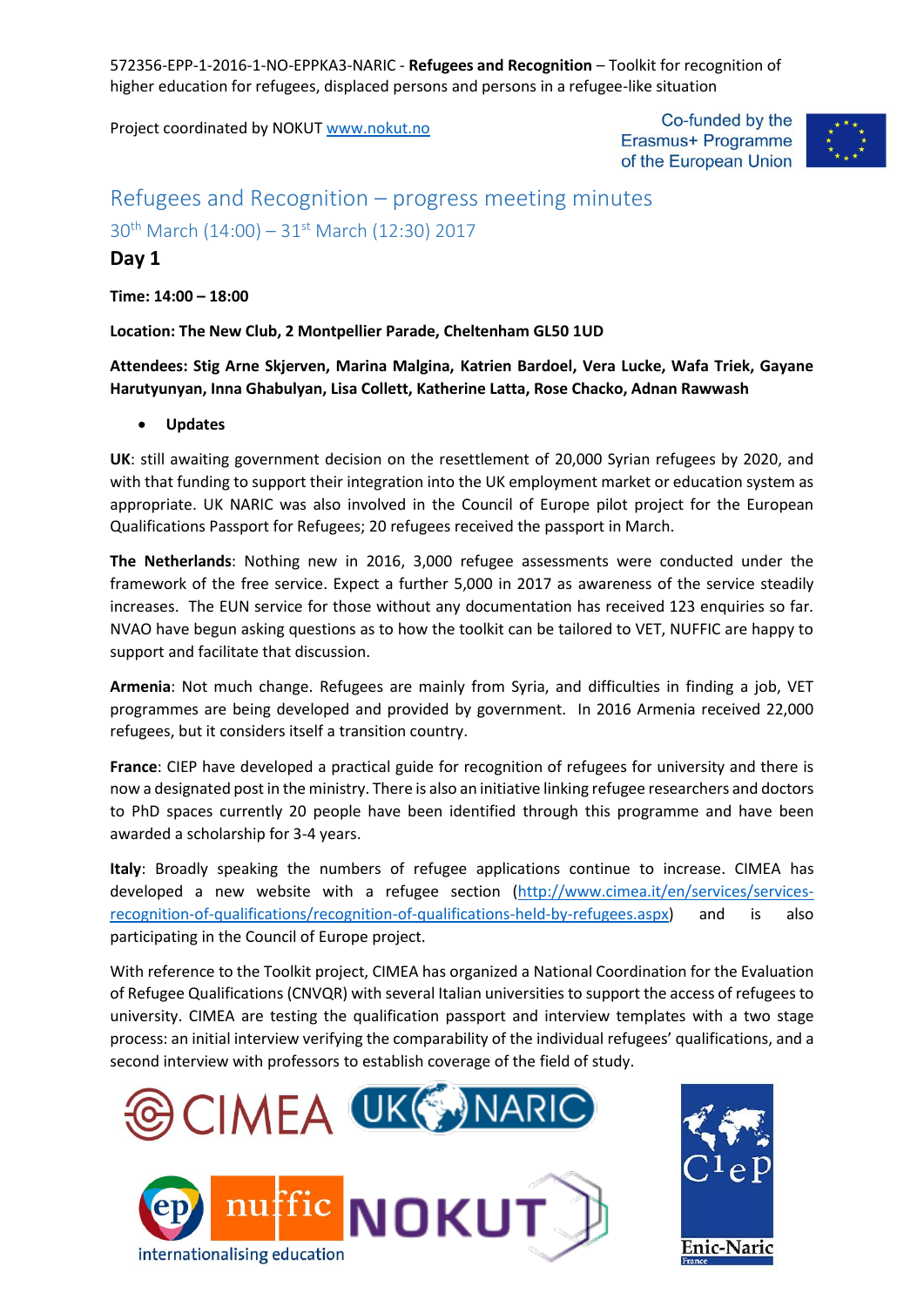572356-EPP-1-2016-1-NO-EPPKA3-NARIC - **Refugees and Recognition** – Toolkit for recognition of higher education for refugees, displaced persons and persons in a refugee-like situation

Project coordinated by NOKUT www.nokut.no

Co-funded by the Erasmus+ Programme of the European Union

# Refugees and Recognition – progress meeting minutes

## 30th March (14:00) – 31st March (12:30) 2017

### Day 1

**Time: 14:00 – 18:00**

**Location: The New Club, 2 Montpellier Parade, Cheltenham GL50 1UD**

**Attendees: Stig Arne Skjerven, Marina Malgina, Katrien Bardoel, Vera Lucke, Wafa Triek, Gayane Harutyunyan, Inna Ghabulyan, Lisa Collett, Katherine Latta, Rose Chacko, Adnan Rawwash**

- **Updates**

**UK**: still awaiting government decision on the resettlement of 20,000 Syrian refugees by 2020, and with that funding to support their integration into the UK employment market or education system as appropriate. UK NARIC was also involved in the Council of Europe pilot project for the European Qualifications Passport for Refugees; 20 refugees received the passport in March.

**The Netherlands**: Nothing new in 2016, 3,000 refugee assessments were conducted under the framework of the free service. Expect a further 5,000 in 2017 as awareness of the service steadily increases. The EUN service for those without any documentation has received 123 enquiries so far. NVAO have begun asking questions as to how the toolkit can be tailored to VET, NUFFIC are happy to support and facilitate that discussion.

**Armenia**: Not much change. Refugees are mainly from Syria, and difficulties in finding a job, VET programmes are being developed and provided by government. In 2016 Armenia received 22,000 refugees, but it considers itself a transition country.

**France**: CIEP have developed a practical guide for recognition of refugees for university and there is now a designated post in the ministry. There is also an initiative linking refugee researchers and doctors to PhD spaces currently 20 people have been identified through this programme and have been awarded a scholarship for 3-4 years.

**Italy**: Broadly speaking the numbers of refugee applications continue to increase. CIMEA has developed a new website with a refugee section (http://www.cimea.it/en/services/services-recognition-of-qualifications/recognition-of-qualifications-held-by-refugees.aspx) and is also participating in the Council of Europe project.

With reference to the Toolkit project, CIMEA has organized a National Coordination for the Evaluation of Refugee Qualifications (CNVQR) with several Italian universities to support the access of refugees to university. CIMEA are testing the qualification passport and interview templates with a two stage process: an initial interview verifying the comparability of the individual refugees' qualifications, and a second interview with professors to establish coverage of the field of study.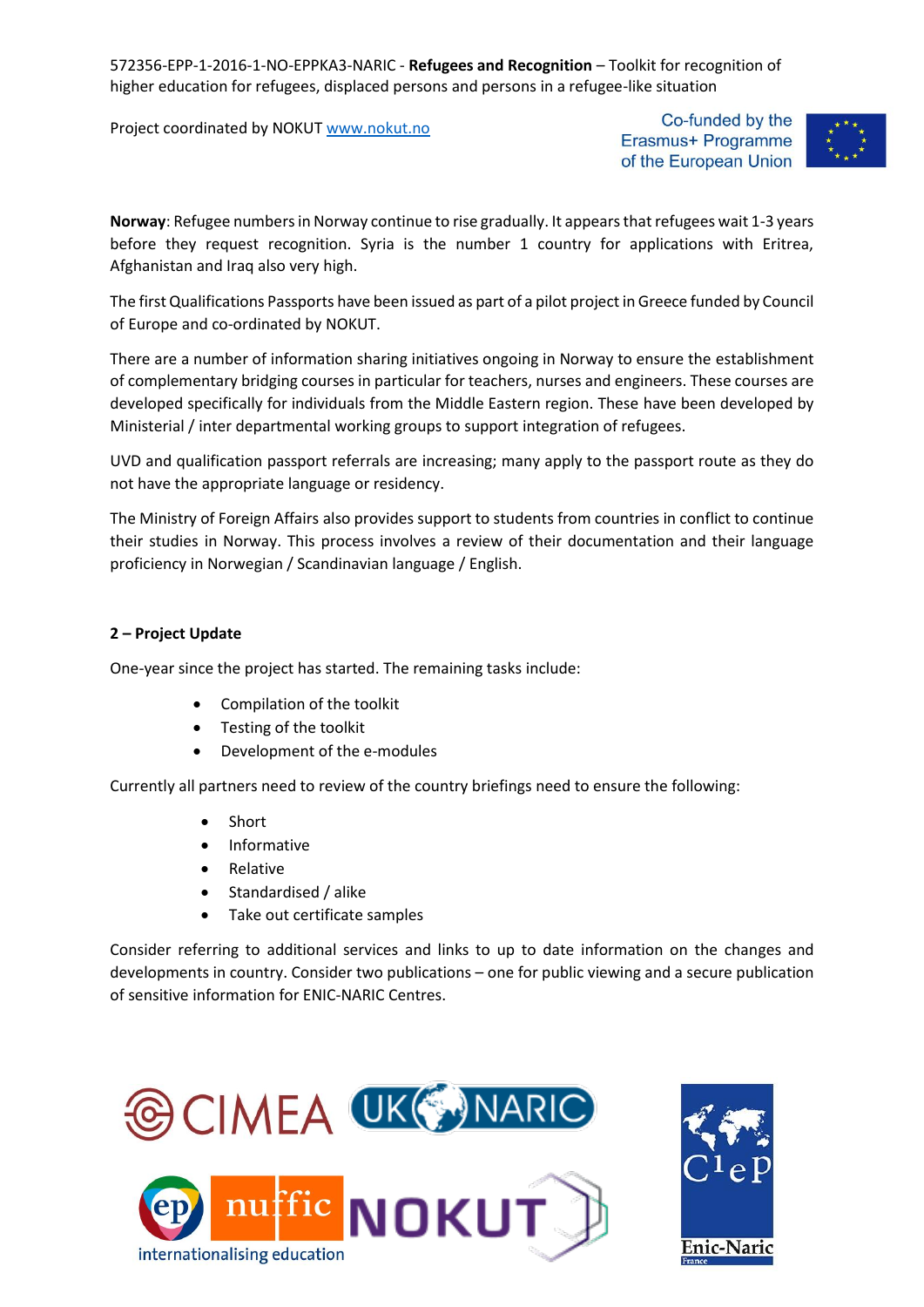**Norway**: Refugee numbers in Norway continue to rise gradually. It appears that refugees wait 1-3 years before they request recognition. Syria is the number 1 country for applications with Eritrea, Afghanistan and Iraq also very high.

The first Qualifications Passports have been issued as part of a pilot project in Greece funded by Council of Europe and co-ordinated by NOKUT.

There are a number of information sharing initiatives ongoing in Norway to ensure the establishment of complementary bridging courses in particular for teachers, nurses and engineers. These courses are developed specifically for individuals from the Middle Eastern region. These have been developed by Ministerial / inter departmental working groups to support integration of refugees.

UVD and qualification passport referrals are increasing; many apply to the passport route as they do not have the appropriate language or residency.

The Ministry of Foreign Affairs also provides support to students from countries in conflict to continue their studies in Norway. This process involves a review of their documentation and their language proficiency in Norwegian / Scandinavian language / English.

**2 – Project Update**

One-year since the project has started. The remaining tasks include:

- Compilation of the toolkit
- Testing of the toolkit
- Development of the e-modules

Currently all partners need to review of the country briefings need to ensure the following:

- Short
- Informative
- Relative
- Standardised / alike
- Take out certificate samples

Consider referring to additional services and links to up to date information on the changes and developments in country. Consider two publications – one for public viewing and a secure publication of sensitive information for ENIC-NARIC Centres.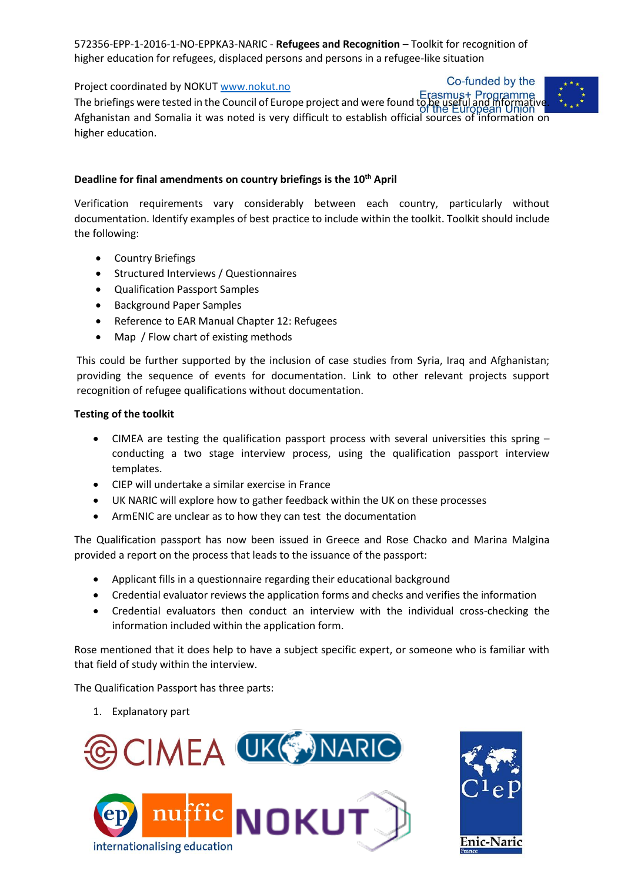The briefings were tested in the Council of Europe project and were found to be useful and informative. Afghanistan and Somalia it was noted is very difficult to establish official sources of information on higher education.

**Deadline for final amendments on country briefings is the 10th April**

Verification requirements vary considerably between each country, particularly without documentation. Identify examples of best practice to include within the toolkit. Toolkit should include the following:

- Country Briefings
- Structured Interviews / Questionnaires
- Qualification Passport Samples
- Background Paper Samples
- Reference to EAR Manual Chapter 12: Refugees
- Map / Flow chart of existing methods

This could be further supported by the inclusion of case studies from Syria, Iraq and Afghanistan; providing the sequence of events for documentation. Link to other relevant projects support recognition of refugee qualifications without documentation.

**Testing of the toolkit**

- CIMEA are testing the qualification passport process with several universities this spring – conducting a two stage interview process, using the qualification passport interview templates.
- CIEP will undertake a similar exercise in France
- UK NARIC will explore how to gather feedback within the UK on these processes
- ArmENIC are unclear as to how they can test the documentation

The Qualification passport has now been issued in Greece and Rose Chacko and Marina Malgina provided a report on the process that leads to the issuance of the passport:

- Applicant fills in a questionnaire regarding their educational background
- Credential evaluator reviews the application forms and checks and verifies the information
- Credential evaluators then conduct an interview with the individual cross-checking the information included within the application form.

Rose mentioned that it does help to have a subject specific expert, or someone who is familiar with that field of study within the interview.

The Qualification Passport has three parts:

1. Explanatory part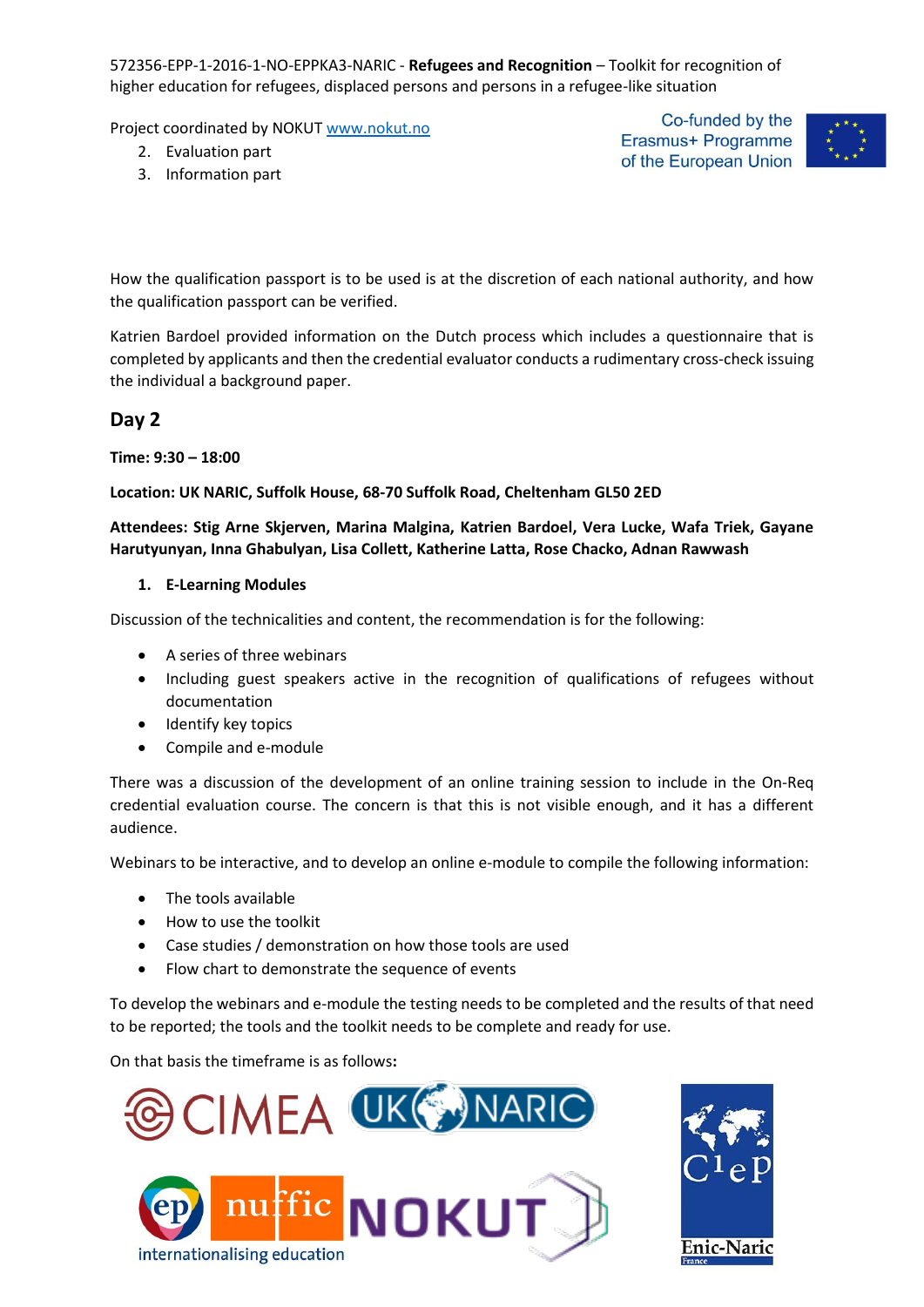2. Evaluation part
3. Information part

How the qualification passport is to be used is at the discretion of each national authority, and how the qualification passport can be verified.

Katrien Bardoel provided information on the Dutch process which includes a questionnaire that is completed by applicants and then the credential evaluator conducts a rudimentary cross-check issuing the individual a background paper.

## Day 2

**Time: 9:30 – 18:00**

**Location: UK NARIC, Suffolk House, 68-70 Suffolk Road, Cheltenham GL50 2ED**

**Attendees: Stig Arne Skjerven, Marina Malgina, Katrien Bardoel, Vera Lucke, Wafa Triek, Gayane Harutyunyan, Inna Ghabulyan, Lisa Collett, Katherine Latta, Rose Chacko, Adnan Rawwash**

1. **E-Learning Modules**

Discussion of the technicalities and content, the recommendation is for the following:

- A series of three webinars
- Including guest speakers active in the recognition of qualifications of refugees without documentation
- Identify key topics
- Compile and e-module

There was a discussion of the development of an online training session to include in the On-Req credential evaluation course. The concern is that this is not visible enough, and it has a different audience.

Webinars to be interactive, and to develop an online e-module to compile the following information:

- The tools available
- How to use the toolkit
- Case studies / demonstration on how those tools are used
- Flow chart to demonstrate the sequence of events

To develop the webinars and e-module the testing needs to be completed and the results of that need to be reported; the tools and the toolkit needs to be complete and ready for use.

On that basis the timeframe is as follows**:**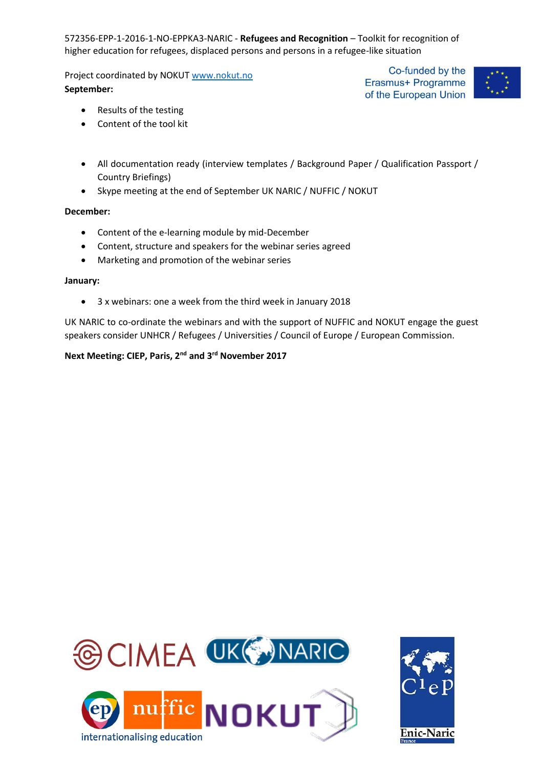**September:**

- Results of the testing
- Content of the tool kit

- All documentation ready (interview templates / Background Paper / Qualification Passport / Country Briefings)
- Skype meeting at the end of September UK NARIC / NUFFIC / NOKUT

**December:**

- Content of the e-learning module by mid-December
- Content, structure and speakers for the webinar series agreed
- Marketing and promotion of the webinar series

**January:**

- 3 x webinars: one a week from the third week in January 2018

UK NARIC to co-ordinate the webinars and with the support of NUFFIC and NOKUT engage the guest speakers consider UNHCR / Refugees / Universities / Council of Europe / European Commission.

**Next Meeting: CIEP, Paris, 2nd and 3rd November 2017**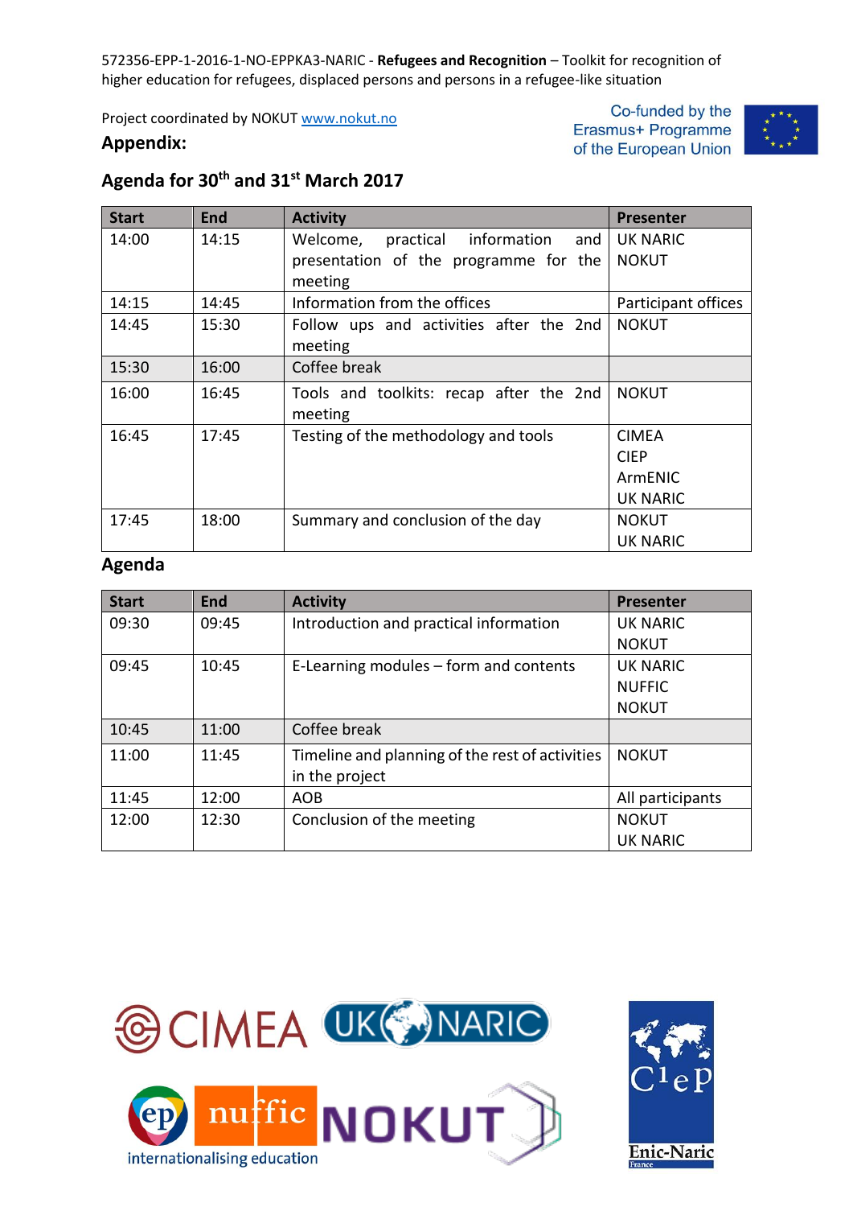572356-EPP-1-2016-1-NO-EPPKA3-NARIC - **Refugees and Recognition** – Toolkit for recognition of higher education for refugees, displaced persons and persons in a refugee-like situation

Project coordinated by NOKUT www.nokut.no

Co-funded by the Erasmus+ Programme of the European Union

## Appendix:

## Agenda for 30th and 31st March 2017

| Start | End | Activity | Presenter |
|---|---|---|---|
| 14:00 | 14:15 | Welcome, practical information and presentation of the programme for the meeting | UK NARIC<br>NOKUT |
| 14:15 | 14:45 | Information from the offices | Participant offices |
| 14:45 | 15:30 | Follow ups and activities after the 2nd meeting | NOKUT |
| 15:30 | 16:00 | Coffee break | |
| 16:00 | 16:45 | Tools and toolkits: recap after the 2nd meeting | NOKUT |
| 16:45 | 17:45 | Testing of the methodology and tools | CIMEA<br>CIEP<br>ArmENIC<br>UK NARIC |
| 17:45 | 18:00 | Summary and conclusion of the day | NOKUT<br>UK NARIC |

## Agenda

| Start | End | Activity | Presenter |
|---|---|---|---|
| 09:30 | 09:45 | Introduction and practical information | UK NARIC<br>NOKUT |
| 09:45 | 10:45 | E-Learning modules – form and contents | UK NARIC<br>NUFFIC<br>NOKUT |
| 10:45 | 11:00 | Coffee break | |
| 11:00 | 11:45 | Timeline and planning of the rest of activities in the project | NOKUT |
| 11:45 | 12:00 | AOB | All participants |
| 12:00 | 12:30 | Conclusion of the meeting | NOKUT<br>UK NARIC |